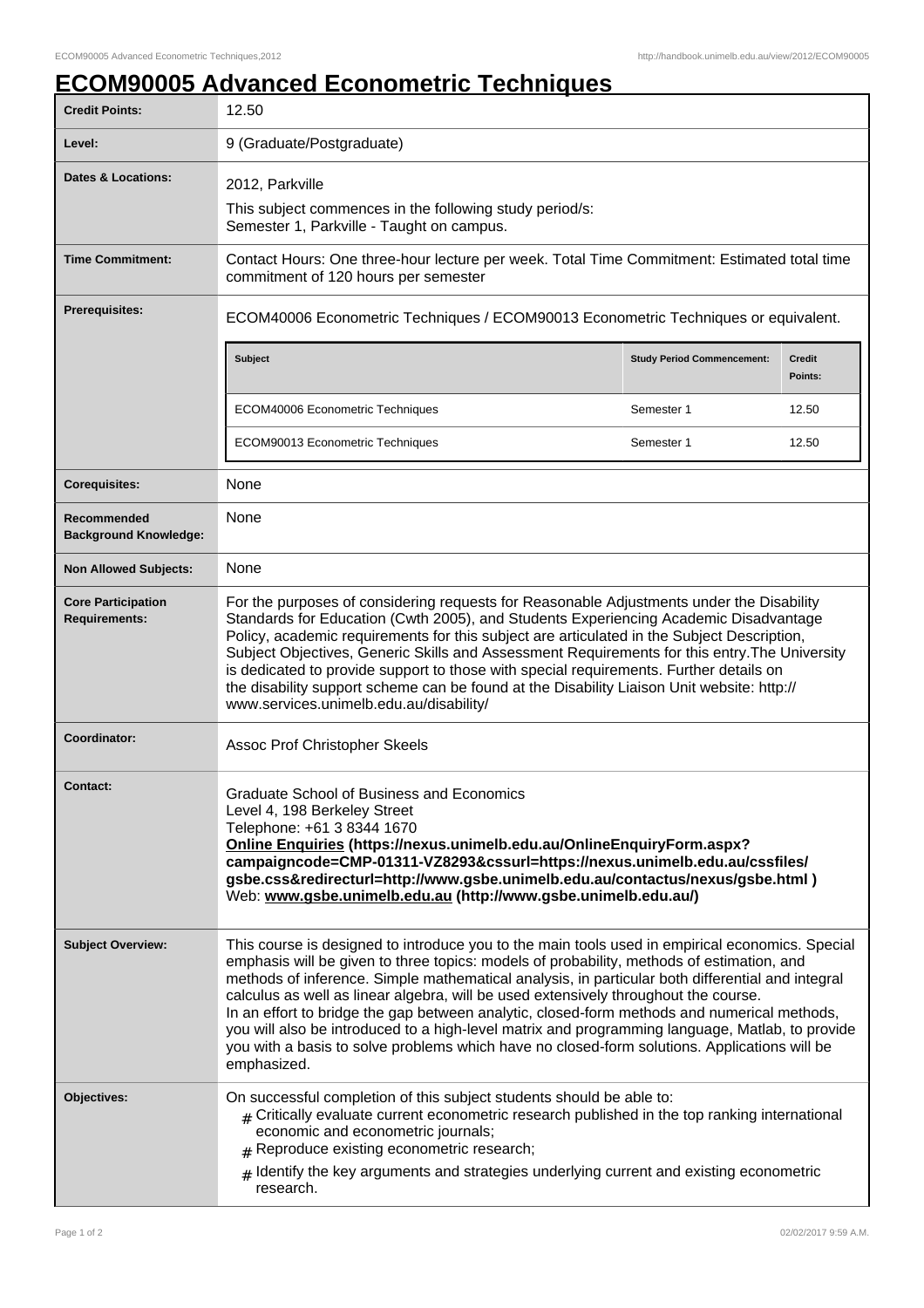# ECOM90005 Advanced Econometric Techniques

| | |
|---|---|
| **Credit Points:** | 12.50 |
| **Level:** | 9 (Graduate/Postgraduate) |
| **Dates & Locations:** | 2012, Parkville<br>This subject commences in the following study period/s:<br>Semester 1, Parkville - Taught on campus. |
| **Time Commitment:** | Contact Hours: One three-hour lecture per week. Total Time Commitment: Estimated total time commitment of 120 hours per semester |
| **Prerequisites:** | ECOM40006 Econometric Techniques / ECOM90013 Econometric Techniques or equivalent. |
| **Corequisites:** | None |
| **Recommended Background Knowledge:** | None |
| **Non Allowed Subjects:** | None |
| **Core Participation Requirements:** | For the purposes of considering requests for Reasonable Adjustments under the Disability Standards for Education (Cwth 2005), and Students Experiencing Academic Disadvantage Policy, academic requirements for this subject are articulated in the Subject Description, Subject Objectives, Generic Skills and Assessment Requirements for this entry.The University is dedicated to provide support to those with special requirements. Further details on the disability support scheme can be found at the Disability Liaison Unit website: http://www.services.unimelb.edu.au/disability/ |
| **Coordinator:** | Assoc Prof Christopher Skeels |
| **Contact:** | Graduate School of Business and Economics<br>Level 4, 198 Berkeley Street<br>Telephone: +61 3 8344 1670<br>**Online Enquiries (https://nexus.unimelb.edu.au/OnlineEnquiryForm.aspx?campaigncode=CMP-01311-VZ8293&cssurl=https://nexus.unimelb.edu.au/cssfiles/gsbe.css&redirecturl=http://www.gsbe.unimelb.edu.au/contactus/nexus/gsbe.html )**<br>Web: **www.gsbe.unimelb.edu.au (http://www.gsbe.unimelb.edu.au/)** |
| **Subject Overview:** | This course is designed to introduce you to the main tools used in empirical economics. Special emphasis will be given to three topics: models of probability, methods of estimation, and methods of inference. Simple mathematical analysis, in particular both differential and integral calculus as well as linear algebra, will be used extensively throughout the course.<br>In an effort to bridge the gap between analytic, closed-form methods and numerical methods, you will also be introduced to a high-level matrix and programming language, Matlab, to provide you with a basis to solve problems which have no closed-form solutions. Applications will be emphasized. |
| **Objectives:** | On successful completion of this subject students should be able to:<br># Critically evaluate current econometric research published in the top ranking international economic and econometric journals;<br># Reproduce existing econometric research;<br># Identify the key arguments and strategies underlying current and existing econometric research. |

Prerequisites:

| Subject | Study Period Commencement: | Credit Points: |
|---|---|---|
| ECOM40006 Econometric Techniques | Semester 1 | 12.50 |
| ECOM90013 Econometric Techniques | Semester 1 | 12.50 |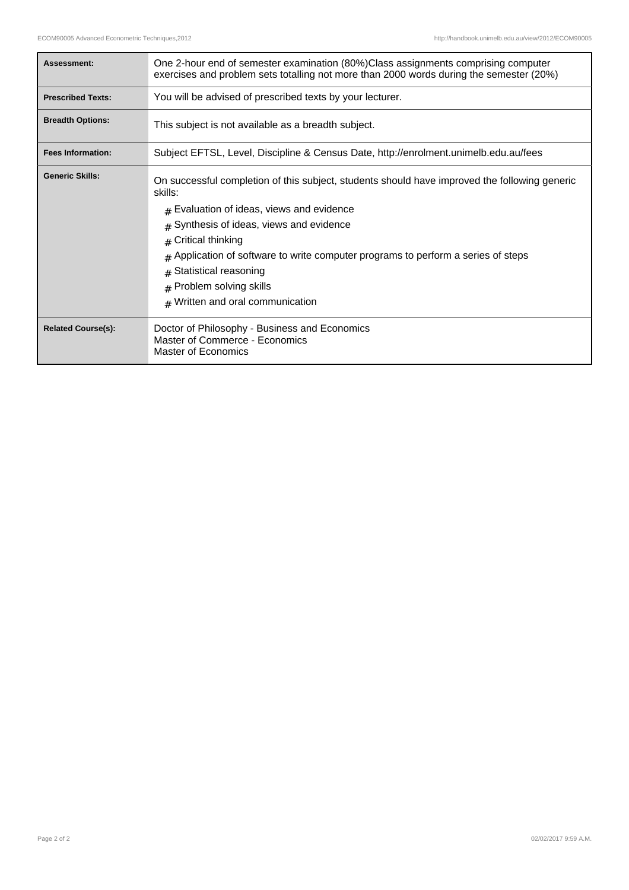| | |
|---|---|
| **Assessment:** | One 2-hour end of semester examination (80%)Class assignments comprising computer exercises and problem sets totalling not more than 2000 words during the semester (20%) |
| **Prescribed Texts:** | You will be advised of prescribed texts by your lecturer. |
| **Breadth Options:** | This subject is not available as a breadth subject. |
| **Fees Information:** | Subject EFTSL, Level, Discipline & Census Date, http://enrolment.unimelb.edu.au/fees |
| **Generic Skills:** | On successful completion of this subject, students should have improved the following generic skills:<br># Evaluation of ideas, views and evidence<br># Synthesis of ideas, views and evidence<br># Critical thinking<br># Application of software to write computer programs to perform a series of steps<br># Statistical reasoning<br># Problem solving skills<br># Written and oral communication |
| **Related Course(s):** | Doctor of Philosophy - Business and Economics<br>Master of Commerce - Economics<br>Master of Economics |